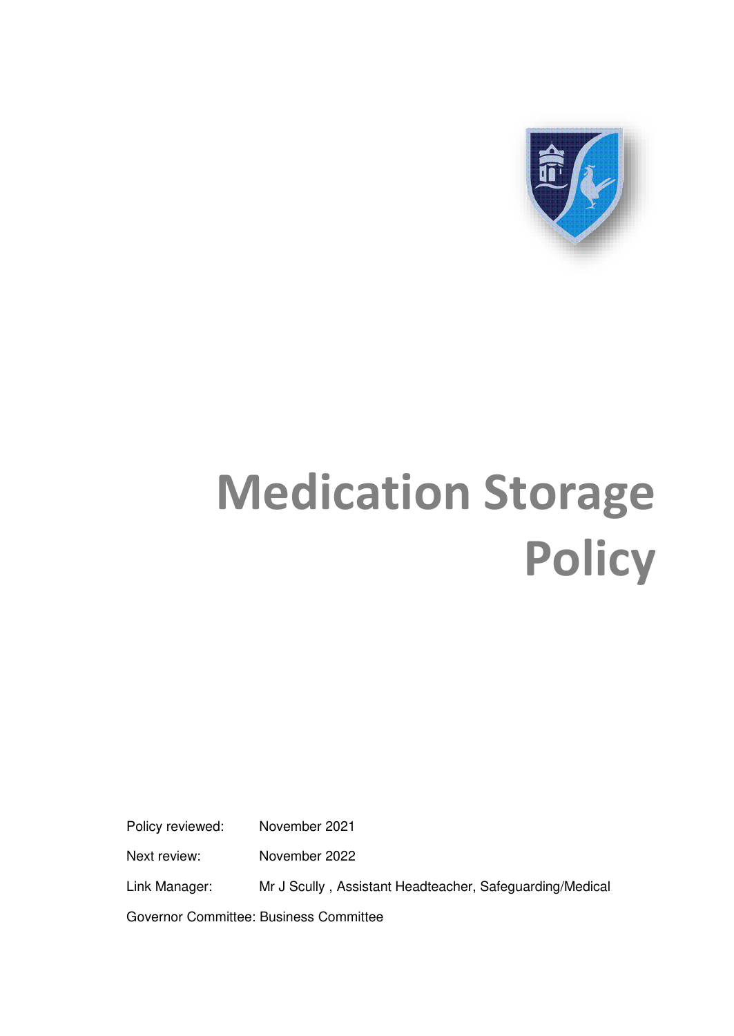# Medication Storage Policy

Policy reviewed: November 2021

Next review: November 2022

Link Manager: Mr J Scully , Assistant Headteacher, Safeguarding/Medical

Governor Committee: Business Committee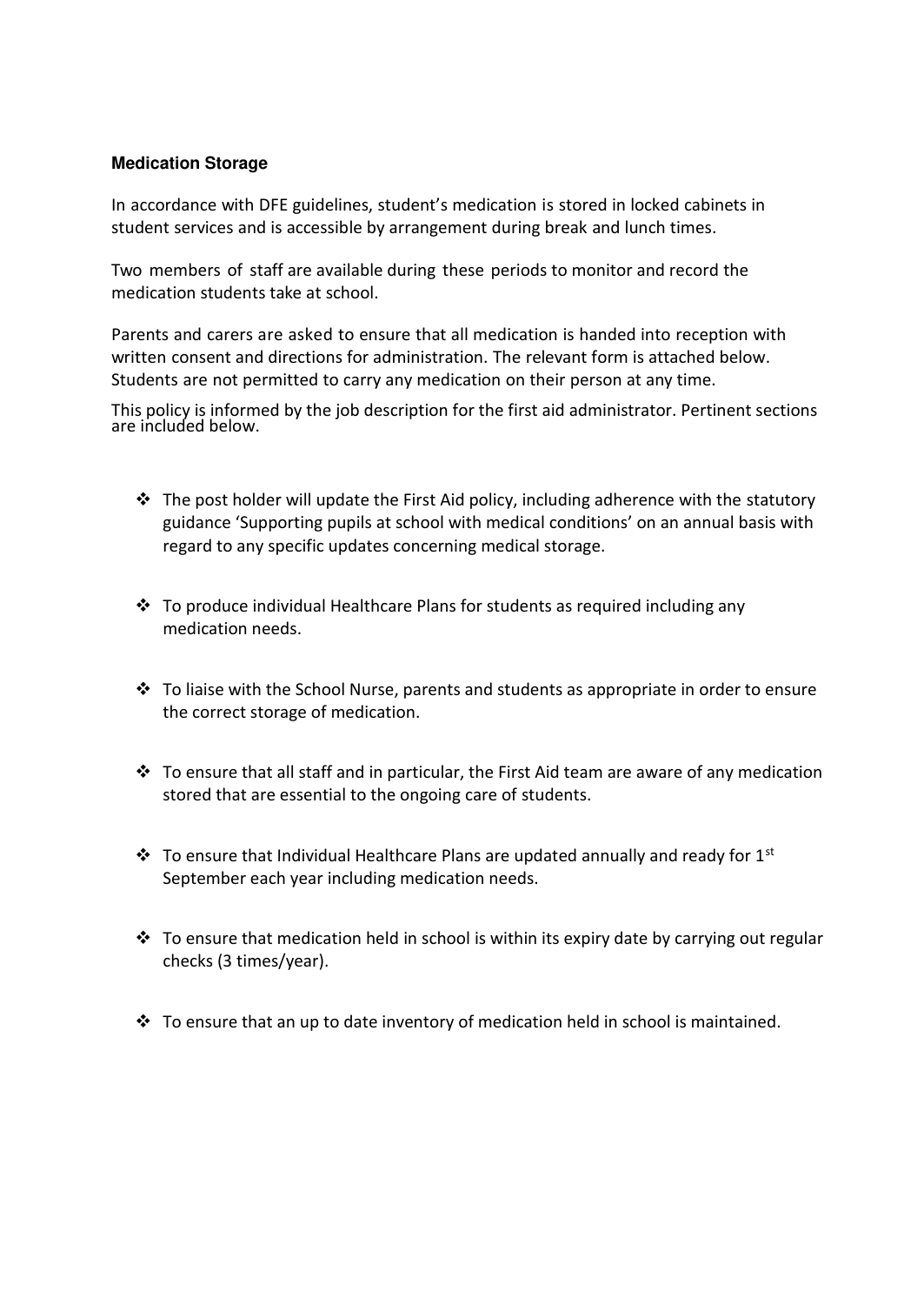**Medication Storage**

In accordance with DFE guidelines, student's medication is stored in locked cabinets in student services and is accessible by arrangement during break and lunch times.

Two members of staff are available during these periods to monitor and record the medication students take at school.

Parents and carers are asked to ensure that all medication is handed into reception with written consent and directions for administration. The relevant form is attached below. Students are not permitted to carry any medication on their person at any time.

This policy is informed by the job description for the first aid administrator. Pertinent sections are included below.

- The post holder will update the First Aid policy, including adherence with the statutory guidance 'Supporting pupils at school with medical conditions' on an annual basis with regard to any specific updates concerning medical storage.
- To produce individual Healthcare Plans for students as required including any medication needs.
- To liaise with the School Nurse, parents and students as appropriate in order to ensure the correct storage of medication.
- To ensure that all staff and in particular, the First Aid team are aware of any medication stored that are essential to the ongoing care of students.
- To ensure that Individual Healthcare Plans are updated annually and ready for 1st September each year including medication needs.
- To ensure that medication held in school is within its expiry date by carrying out regular checks (3 times/year).
- To ensure that an up to date inventory of medication held in school is maintained.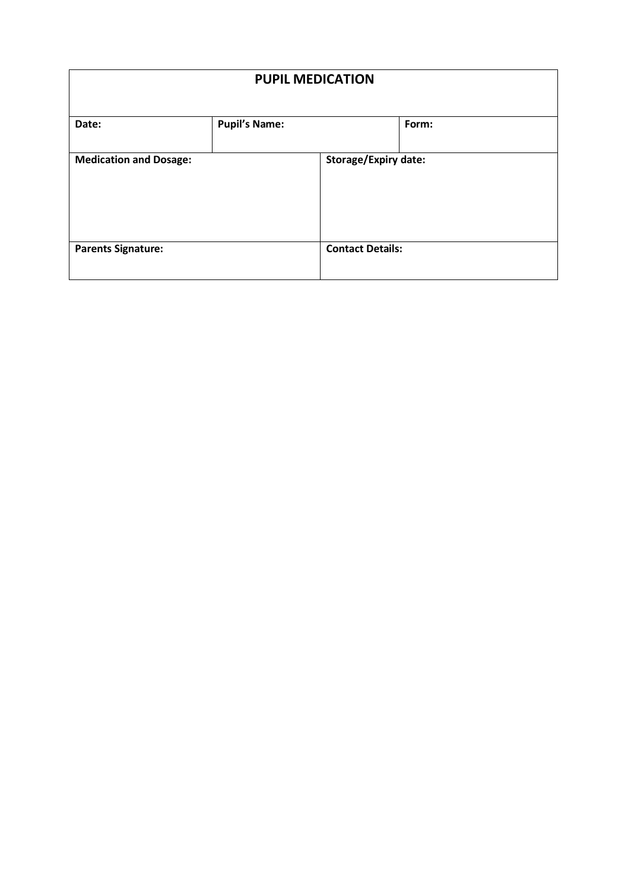| PUPIL MEDICATION | | |
|---|---|---|
| **Date:** | **Pupil's Name:** | **Form:** |
| **Medication and Dosage:** | **Storage/Expiry date:** | |
| **Parents Signature:** | **Contact Details:** | |